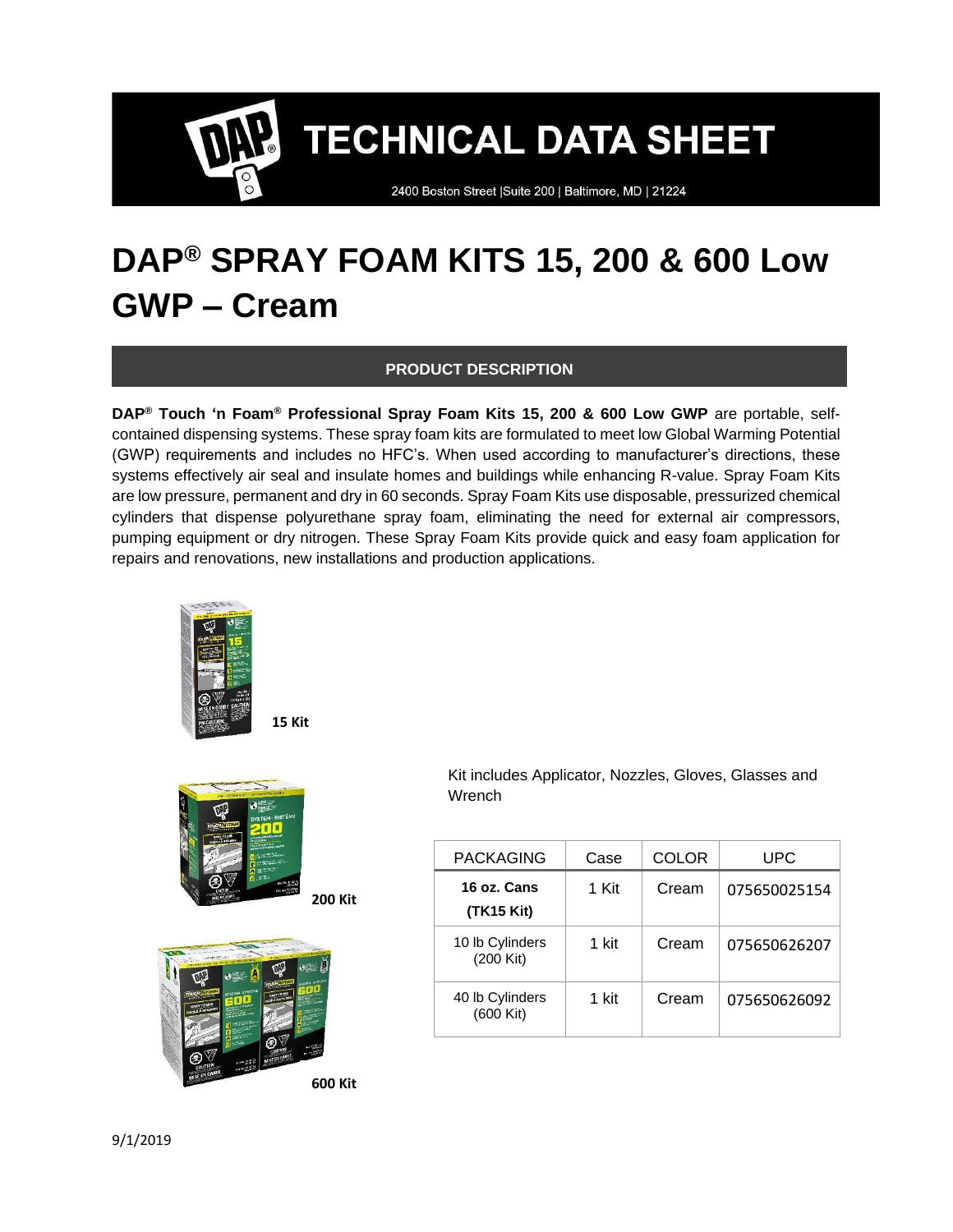# TECHNICAL DATA SHEET

2400 Boston Street |Suite 200 | Baltimore, MD | 21224

# DAP® SPRAY FOAM KITS 15, 200 & 600 Low GWP – Cream

## PRODUCT DESCRIPTION

**DAP® Touch 'n Foam® Professional Spray Foam Kits 15, 200 & 600 Low GWP** are portable, self-contained dispensing systems. These spray foam kits are formulated to meet low Global Warming Potential (GWP) requirements and includes no HFC's. When used according to manufacturer's directions, these systems effectively air seal and insulate homes and buildings while enhancing R-value. Spray Foam Kits are low pressure, permanent and dry in 60 seconds. Spray Foam Kits use disposable, pressurized chemical cylinders that dispense polyurethane spray foam, eliminating the need for external air compressors, pumping equipment or dry nitrogen. These Spray Foam Kits provide quick and easy foam application for repairs and renovations, new installations and production applications.

**15 Kit**

**200 Kit**

**600 Kit**

Kit includes Applicator, Nozzles, Gloves, Glasses and Wrench

| PACKAGING | Case | COLOR | UPC |
|---|---|---|---|
| **16 oz. Cans (TK15 Kit)** | 1 Kit | Cream | 075650025154 |
| 10 lb Cylinders (200 Kit) | 1 kit | Cream | 075650626207 |
| 40 lb Cylinders (600 Kit) | 1 kit | Cream | 075650626092 |

9/1/2019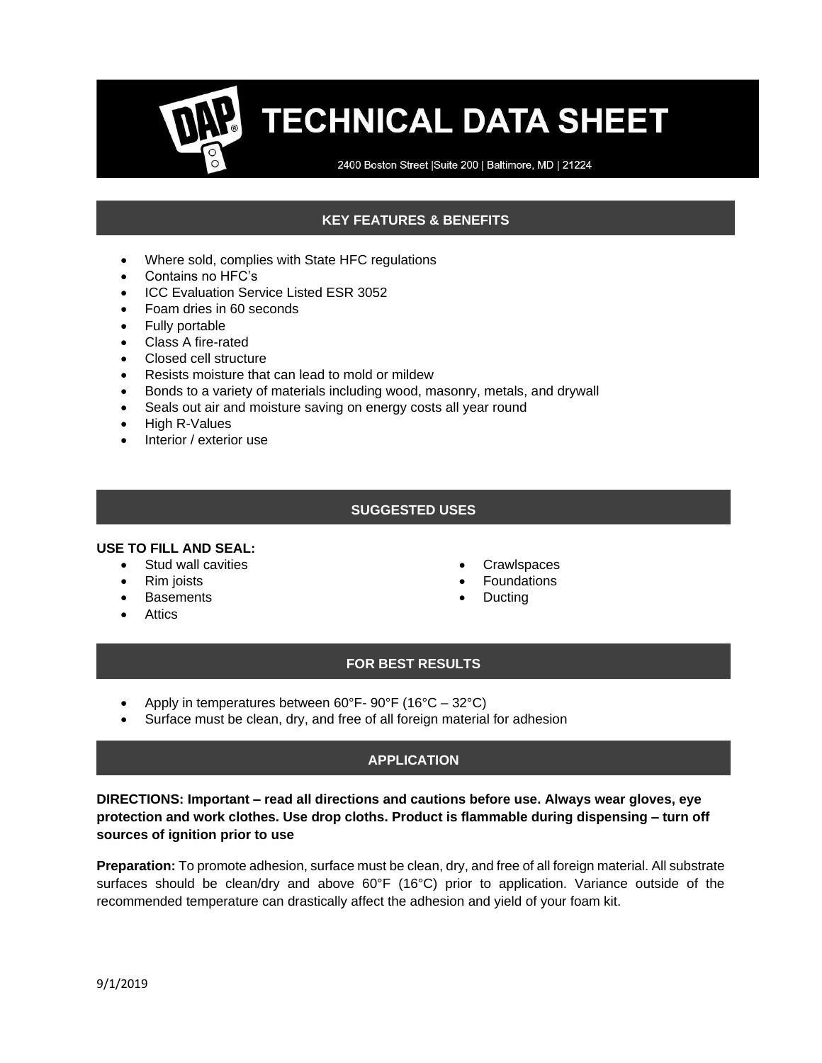# TECHNICAL DATA SHEET

2400 Boston Street |Suite 200 | Baltimore, MD | 21224

## KEY FEATURES & BENEFITS

- Where sold, complies with State HFC regulations
- Contains no HFC's
- ICC Evaluation Service Listed ESR 3052
- Foam dries in 60 seconds
- Fully portable
- Class A fire-rated
- Closed cell structure
- Resists moisture that can lead to mold or mildew
- Bonds to a variety of materials including wood, masonry, metals, and drywall
- Seals out air and moisture saving on energy costs all year round
- High R-Values
- Interior / exterior use

## SUGGESTED USES

**USE TO FILL AND SEAL:**

- Stud wall cavities
- Rim joists
- Basements
- Attics
- Crawlspaces
- Foundations
- Ducting

## FOR BEST RESULTS

- Apply in temperatures between 60°F- 90°F (16°C – 32°C)
- Surface must be clean, dry, and free of all foreign material for adhesion

## APPLICATION

**DIRECTIONS: Important – read all directions and cautions before use. Always wear gloves, eye protection and work clothes. Use drop cloths. Product is flammable during dispensing – turn off sources of ignition prior to use**

**Preparation:** To promote adhesion, surface must be clean, dry, and free of all foreign material. All substrate surfaces should be clean/dry and above 60°F (16°C) prior to application. Variance outside of the recommended temperature can drastically affect the adhesion and yield of your foam kit.

9/1/2019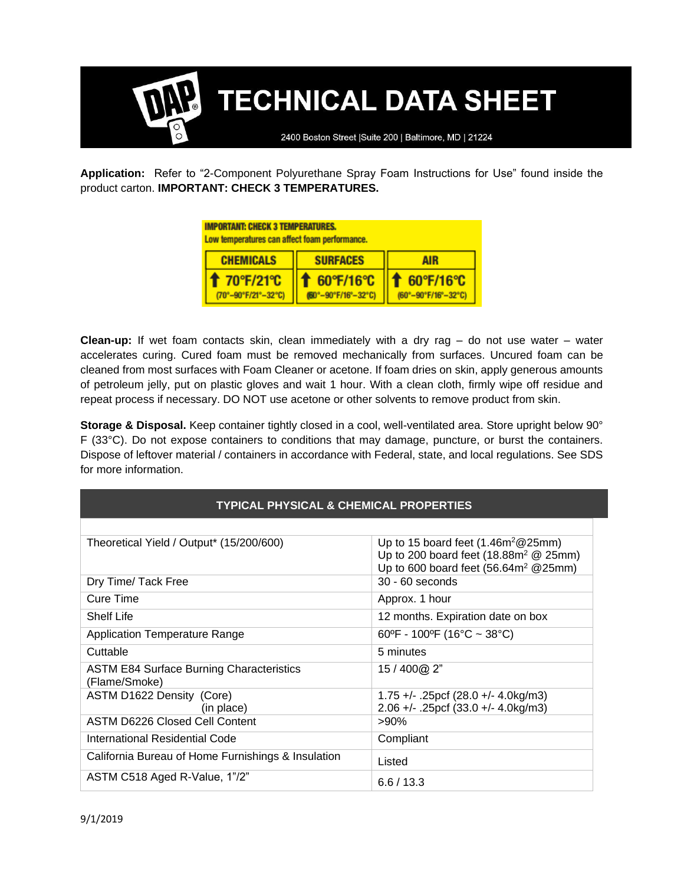# TECHNICAL DATA SHEET

2400 Boston Street |Suite 200 | Baltimore, MD | 21224

**Application:** Refer to "2-Component Polyurethane Spray Foam Instructions for Use" found inside the product carton. **IMPORTANT: CHECK 3 TEMPERATURES.**

**IMPORTANT: CHECK 3 TEMPERATURES.**
Low temperatures can affect foam performance.

| CHEMICALS | SURFACES | AIR |
|---|---|---|
| ↑ 70°F/21°C (70°–90°F/21°–32°C) | ↑ 60°F/16°C (60°–90°F/16°–32°C) | ↑ 60°F/16°C (60°–90°F/16°–32°C) |

**Clean-up:** If wet foam contacts skin, clean immediately with a dry rag – do not use water – water accelerates curing. Cured foam must be removed mechanically from surfaces. Uncured foam can be cleaned from most surfaces with Foam Cleaner or acetone. If foam dries on skin, apply generous amounts of petroleum jelly, put on plastic gloves and wait 1 hour. With a clean cloth, firmly wipe off residue and repeat process if necessary. DO NOT use acetone or other solvents to remove product from skin.

**Storage & Disposal.** Keep container tightly closed in a cool, well-ventilated area. Store upright below 90° F (33°C). Do not expose containers to conditions that may damage, puncture, or burst the containers. Dispose of leftover material / containers in accordance with Federal, state, and local regulations. See SDS for more information.

| TYPICAL PHYSICAL & CHEMICAL PROPERTIES | |
|---|---|
| Theoretical Yield / Output* (15/200/600) | Up to 15 board feet (1.46m$^2$@25mm)<br>Up to 200 board feet (18.88m$^2$ @ 25mm)<br>Up to 600 board feet (56.64m$^2$ @25mm) |
| Dry Time/ Tack Free | 30 - 60 seconds |
| Cure Time | Approx. 1 hour |
| Shelf Life | 12 months. Expiration date on box |
| Application Temperature Range | 60ºF - 100ºF (16°C ~ 38°C) |
| Cuttable | 5 minutes |
| ASTM E84 Surface Burning Characteristics (Flame/Smoke) | 15 / 400@ 2" |
| ASTM D1622 Density (Core)<br>(in place) | 1.75 +/- .25pcf (28.0 +/- 4.0kg/m3)<br>2.06 +/- .25pcf (33.0 +/- 4.0kg/m3) |
| ASTM D6226 Closed Cell Content | >90% |
| International Residential Code | Compliant |
| California Bureau of Home Furnishings & Insulation | Listed |
| ASTM C518 Aged R-Value, 1"/2" | 6.6 / 13.3 |

9/1/2019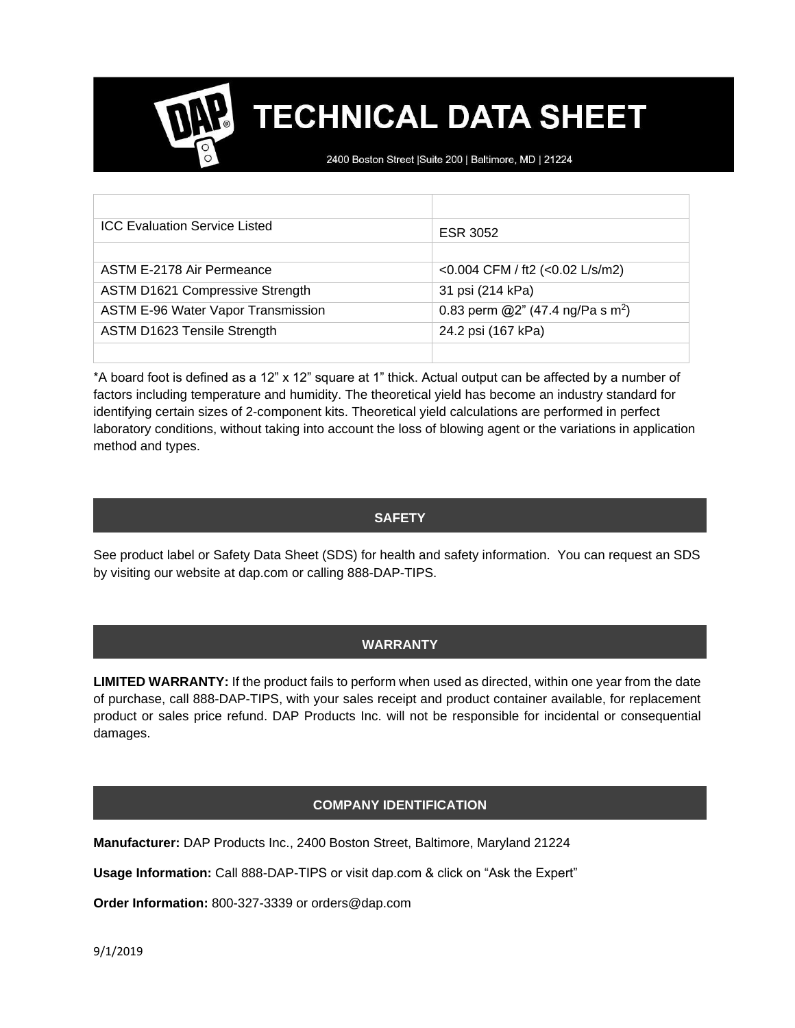# TECHNICAL DATA SHEET

2400 Boston Street |Suite 200 | Baltimore, MD | 21224

| | |
|---|---|
| ICC Evaluation Service Listed | ESR 3052 |
| | |
| ASTM E-2178 Air Permeance | <0.004 CFM / ft2 (<0.02 L/s/m2) |
| ASTM D1621 Compressive Strength | 31 psi (214 kPa) |
| ASTM E-96 Water Vapor Transmission | 0.83 perm @2" (47.4 ng/Pa s $m^2$) |
| ASTM D1623 Tensile Strength | 24.2 psi (167 kPa) |
| | |

*A board foot is defined as a 12" x 12" square at 1" thick. Actual output can be affected by a number of factors including temperature and humidity. The theoretical yield has become an industry standard for identifying certain sizes of 2-component kits. Theoretical yield calculations are performed in perfect laboratory conditions, without taking into account the loss of blowing agent or the variations in application method and types.

## SAFETY

See product label or Safety Data Sheet (SDS) for health and safety information. You can request an SDS by visiting our website at dap.com or calling 888-DAP-TIPS.

## WARRANTY

**LIMITED WARRANTY:** If the product fails to perform when used as directed, within one year from the date of purchase, call 888-DAP-TIPS, with your sales receipt and product container available, for replacement product or sales price refund. DAP Products Inc. will not be responsible for incidental or consequential damages.

## COMPANY IDENTIFICATION

**Manufacturer:** DAP Products Inc., 2400 Boston Street, Baltimore, Maryland 21224

**Usage Information:** Call 888-DAP-TIPS or visit dap.com & click on "Ask the Expert"

**Order Information:** 800-327-3339 or orders@dap.com

9/1/2019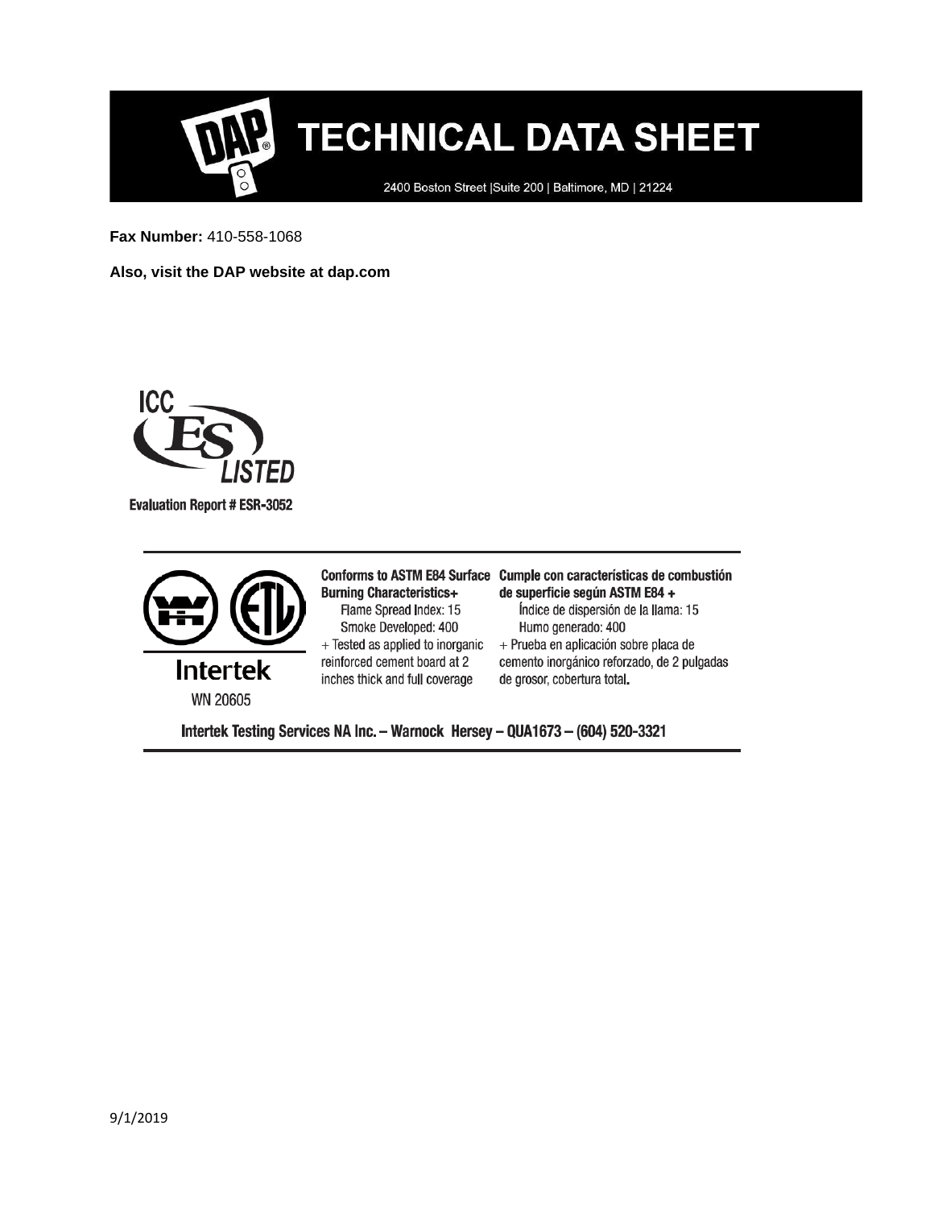# TECHNICAL DATA SHEET

2400 Boston Street |Suite 200 | Baltimore, MD | 21224

**Fax Number:** 410-558-1068

**Also, visit the DAP website at dap.com**

ICC ES LISTED

Evaluation Report # ESR-3052

Intertek

WN 20605

**Conforms to ASTM E84 Surface Burning Characteristics+**

Flame Spread Index: 15

Smoke Developed: 400

+ Tested as applied to inorganic reinforced cement board at 2 inches thick and full coverage

**Cumple con características de combustión de superficie según ASTM E84 +**

Índice de dispersión de la llama: 15

Humo generado: 400

+ Prueba en aplicación sobre placa de cemento inorgánico reforzado, de 2 pulgadas de grosor, cobertura total.

Intertek Testing Services NA Inc. – Warnock Hersey – QUA1673 – (604) 520-3321

9/1/2019